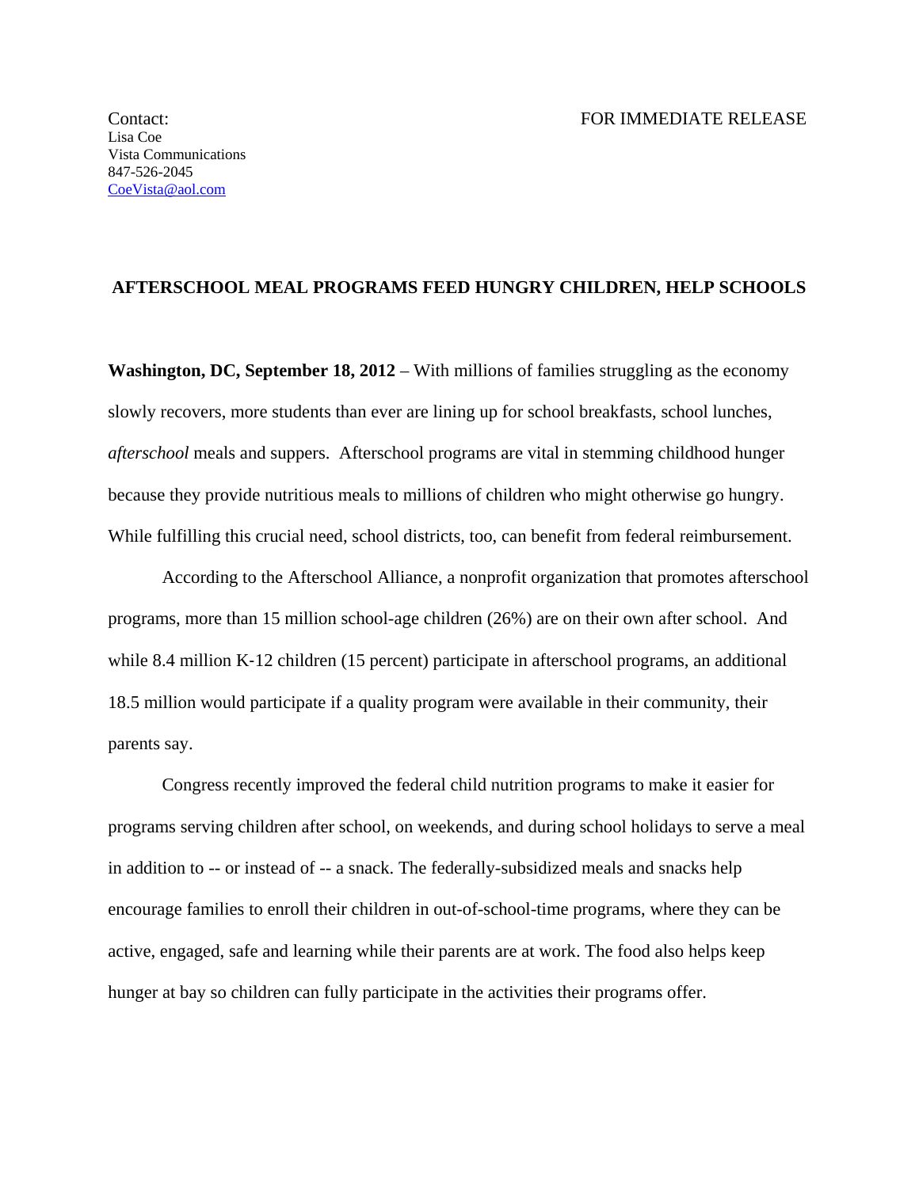Contact:
Lisa Coe
Vista Communications
847-526-2045
CoeVista@aol.com

FOR IMMEDIATE RELEASE

# AFTERSCHOOL MEAL PROGRAMS FEED HUNGRY CHILDREN, HELP SCHOOLS

**Washington, DC, September 18, 2012** – With millions of families struggling as the economy slowly recovers, more students than ever are lining up for school breakfasts, school lunches, *afterschool* meals and suppers. Afterschool programs are vital in stemming childhood hunger because they provide nutritious meals to millions of children who might otherwise go hungry. While fulfilling this crucial need, school districts, too, can benefit from federal reimbursement.

According to the Afterschool Alliance, a nonprofit organization that promotes afterschool programs, more than 15 million school-age children (26%) are on their own after school. And while 8.4 million K-12 children (15 percent) participate in afterschool programs, an additional 18.5 million would participate if a quality program were available in their community, their parents say.

Congress recently improved the federal child nutrition programs to make it easier for programs serving children after school, on weekends, and during school holidays to serve a meal in addition to -- or instead of -- a snack. The federally-subsidized meals and snacks help encourage families to enroll their children in out-of-school-time programs, where they can be active, engaged, safe and learning while their parents are at work. The food also helps keep hunger at bay so children can fully participate in the activities their programs offer.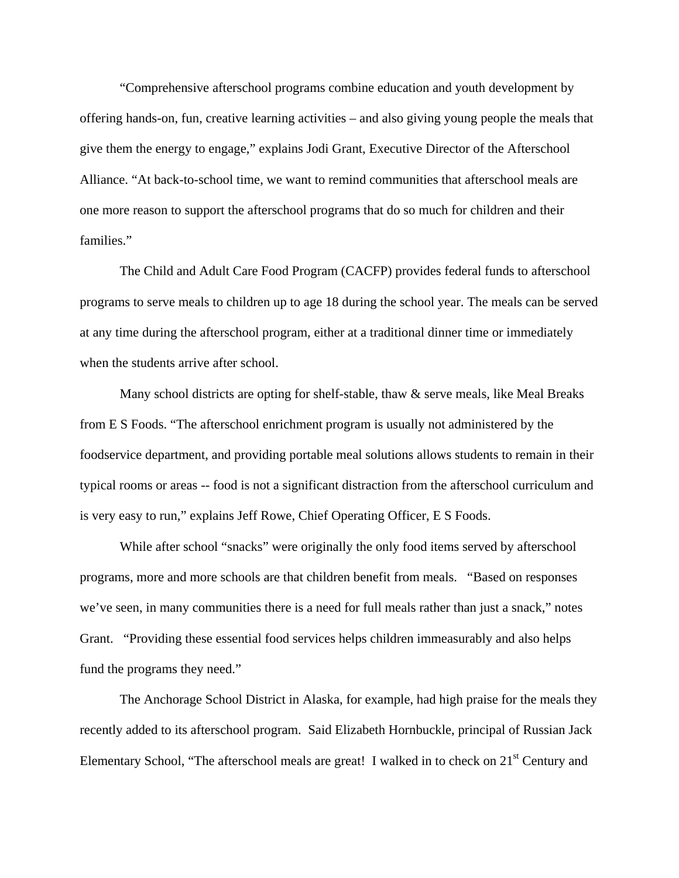"Comprehensive afterschool programs combine education and youth development by offering hands-on, fun, creative learning activities – and also giving young people the meals that give them the energy to engage," explains Jodi Grant, Executive Director of the Afterschool Alliance. "At back-to-school time, we want to remind communities that afterschool meals are one more reason to support the afterschool programs that do so much for children and their families."

The Child and Adult Care Food Program (CACFP) provides federal funds to afterschool programs to serve meals to children up to age 18 during the school year. The meals can be served at any time during the afterschool program, either at a traditional dinner time or immediately when the students arrive after school.

Many school districts are opting for shelf-stable, thaw & serve meals, like Meal Breaks from E S Foods. "The afterschool enrichment program is usually not administered by the foodservice department, and providing portable meal solutions allows students to remain in their typical rooms or areas -- food is not a significant distraction from the afterschool curriculum and is very easy to run," explains Jeff Rowe, Chief Operating Officer, E S Foods.

While after school "snacks" were originally the only food items served by afterschool programs, more and more schools are that children benefit from meals. "Based on responses we've seen, in many communities there is a need for full meals rather than just a snack," notes Grant. "Providing these essential food services helps children immeasurably and also helps fund the programs they need."

The Anchorage School District in Alaska, for example, had high praise for the meals they recently added to its afterschool program. Said Elizabeth Hornbuckle, principal of Russian Jack Elementary School, "The afterschool meals are great! I walked in to check on 21st Century and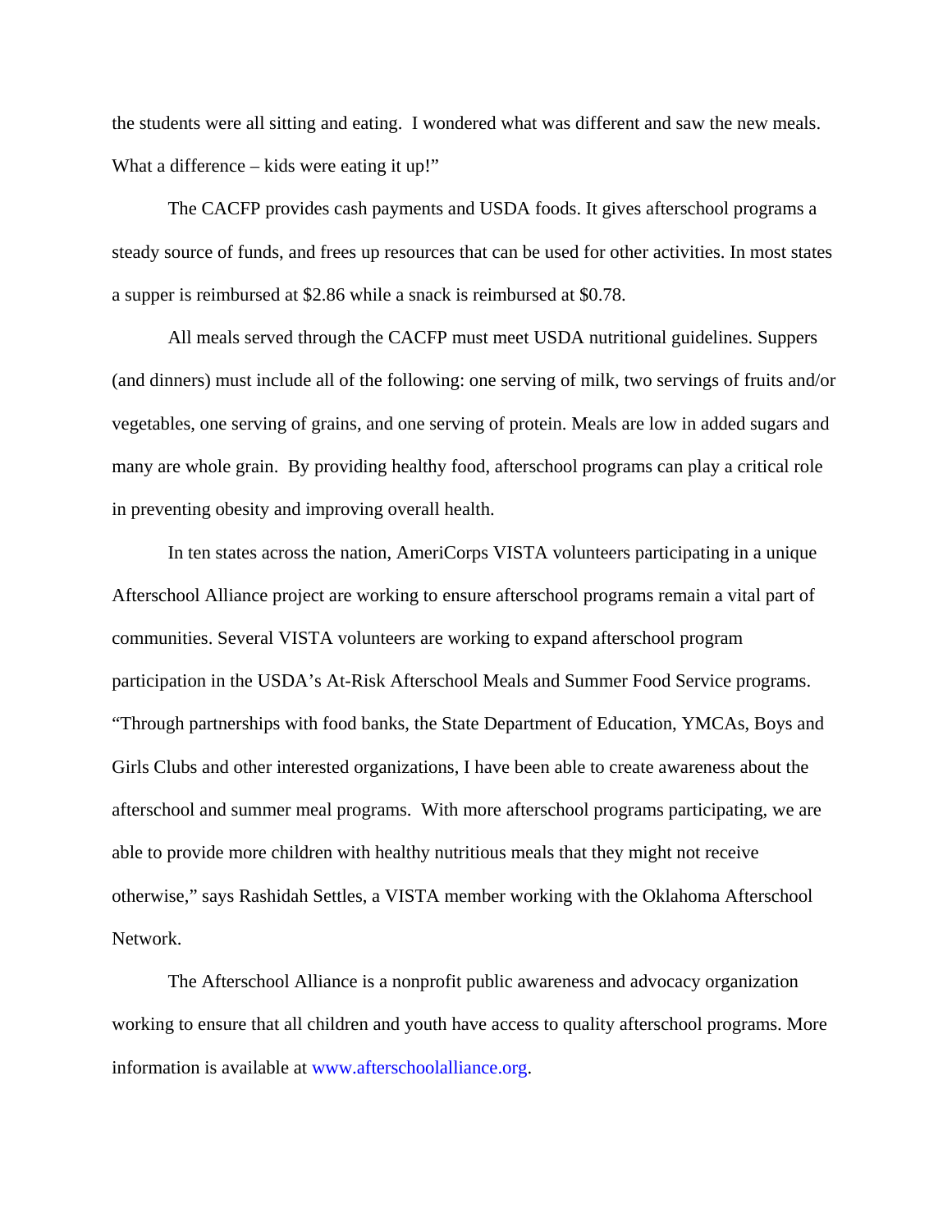the students were all sitting and eating. I wondered what was different and saw the new meals. What a difference – kids were eating it up!"

The CACFP provides cash payments and USDA foods. It gives afterschool programs a steady source of funds, and frees up resources that can be used for other activities. In most states a supper is reimbursed at $2.86 while a snack is reimbursed at $0.78.

All meals served through the CACFP must meet USDA nutritional guidelines. Suppers (and dinners) must include all of the following: one serving of milk, two servings of fruits and/or vegetables, one serving of grains, and one serving of protein. Meals are low in added sugars and many are whole grain. By providing healthy food, afterschool programs can play a critical role in preventing obesity and improving overall health.

In ten states across the nation, AmeriCorps VISTA volunteers participating in a unique Afterschool Alliance project are working to ensure afterschool programs remain a vital part of communities. Several VISTA volunteers are working to expand afterschool program participation in the USDA's At-Risk Afterschool Meals and Summer Food Service programs. "Through partnerships with food banks, the State Department of Education, YMCAs, Boys and Girls Clubs and other interested organizations, I have been able to create awareness about the afterschool and summer meal programs. With more afterschool programs participating, we are able to provide more children with healthy nutritious meals that they might not receive otherwise," says Rashidah Settles, a VISTA member working with the Oklahoma Afterschool Network.

The Afterschool Alliance is a nonprofit public awareness and advocacy organization working to ensure that all children and youth have access to quality afterschool programs. More information is available at www.afterschoolalliance.org.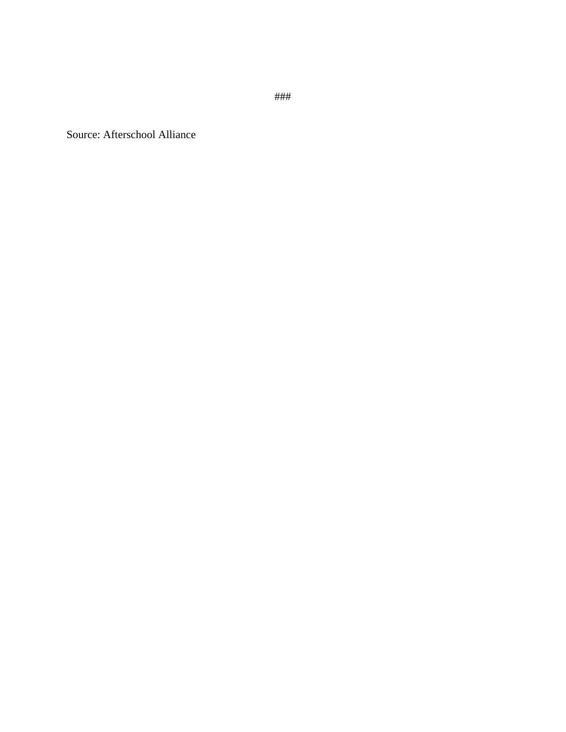###

Source: Afterschool Alliance